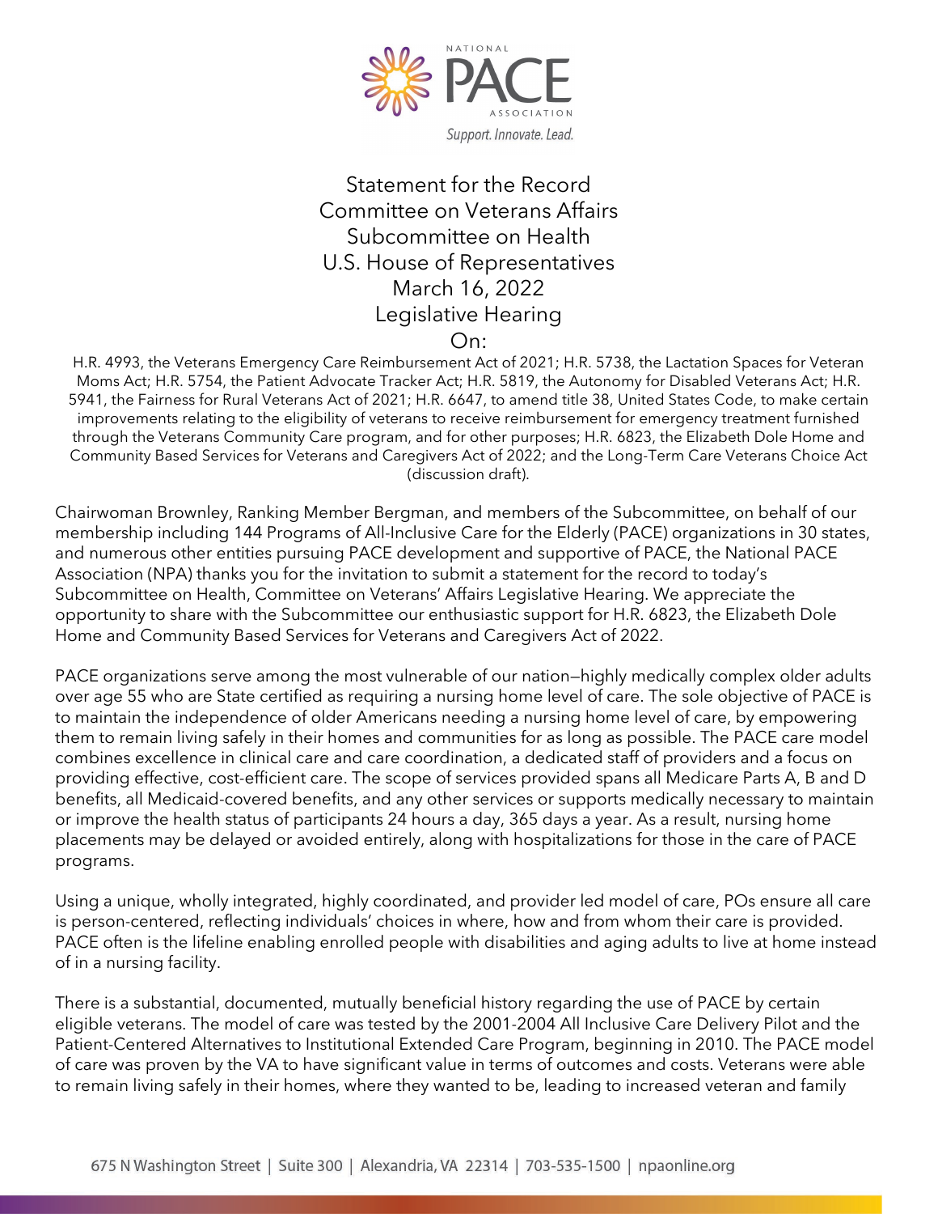NATIONAL PACE ASSOCIATION

*Support. Innovate. Lead.*

# Statement for the Record
## Committee on Veterans Affairs
## Subcommittee on Health
## U.S. House of Representatives
## March 16, 2022
## Legislative Hearing
## On:

H.R. 4993, the Veterans Emergency Care Reimbursement Act of 2021; H.R. 5738, the Lactation Spaces for Veteran Moms Act; H.R. 5754, the Patient Advocate Tracker Act; H.R. 5819, the Autonomy for Disabled Veterans Act; H.R. 5941, the Fairness for Rural Veterans Act of 2021; H.R. 6647, to amend title 38, United States Code, to make certain improvements relating to the eligibility of veterans to receive reimbursement for emergency treatment furnished through the Veterans Community Care program, and for other purposes; H.R. 6823, the Elizabeth Dole Home and Community Based Services for Veterans and Caregivers Act of 2022; and the Long-Term Care Veterans Choice Act (discussion draft).

Chairwoman Brownley, Ranking Member Bergman, and members of the Subcommittee, on behalf of our membership including 144 Programs of All-Inclusive Care for the Elderly (PACE) organizations in 30 states, and numerous other entities pursuing PACE development and supportive of PACE, the National PACE Association (NPA) thanks you for the invitation to submit a statement for the record to today's Subcommittee on Health, Committee on Veterans' Affairs Legislative Hearing. We appreciate the opportunity to share with the Subcommittee our enthusiastic support for H.R. 6823, the Elizabeth Dole Home and Community Based Services for Veterans and Caregivers Act of 2022.

PACE organizations serve among the most vulnerable of our nation—highly medically complex older adults over age 55 who are State certified as requiring a nursing home level of care. The sole objective of PACE is to maintain the independence of older Americans needing a nursing home level of care, by empowering them to remain living safely in their homes and communities for as long as possible. The PACE care model combines excellence in clinical care and care coordination, a dedicated staff of providers and a focus on providing effective, cost-efficient care. The scope of services provided spans all Medicare Parts A, B and D benefits, all Medicaid-covered benefits, and any other services or supports medically necessary to maintain or improve the health status of participants 24 hours a day, 365 days a year. As a result, nursing home placements may be delayed or avoided entirely, along with hospitalizations for those in the care of PACE programs.

Using a unique, wholly integrated, highly coordinated, and provider led model of care, POs ensure all care is person-centered, reflecting individuals' choices in where, how and from whom their care is provided. PACE often is the lifeline enabling enrolled people with disabilities and aging adults to live at home instead of in a nursing facility.

There is a substantial, documented, mutually beneficial history regarding the use of PACE by certain eligible veterans. The model of care was tested by the 2001-2004 All Inclusive Care Delivery Pilot and the Patient-Centered Alternatives to Institutional Extended Care Program, beginning in 2010. The PACE model of care was proven by the VA to have significant value in terms of outcomes and costs. Veterans were able to remain living safely in their homes, where they wanted to be, leading to increased veteran and family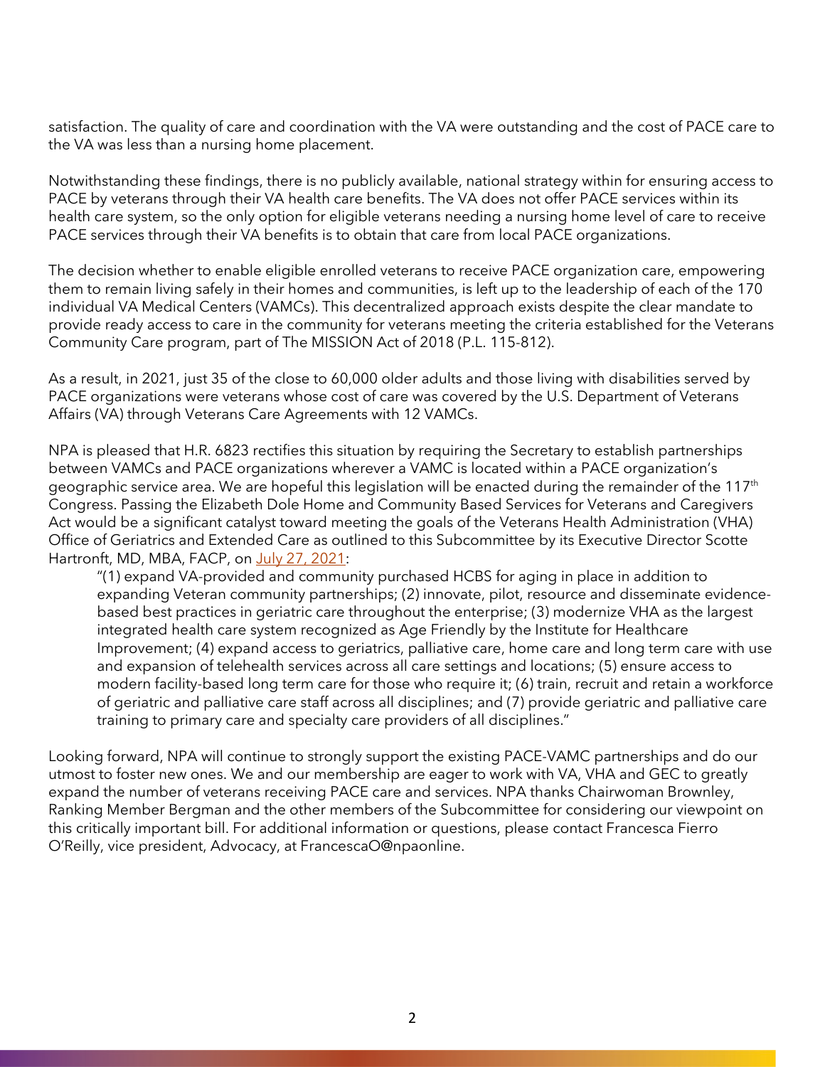satisfaction. The quality of care and coordination with the VA were outstanding and the cost of PACE care to the VA was less than a nursing home placement.

Notwithstanding these findings, there is no publicly available, national strategy within for ensuring access to PACE by veterans through their VA health care benefits. The VA does not offer PACE services within its health care system, so the only option for eligible veterans needing a nursing home level of care to receive PACE services through their VA benefits is to obtain that care from local PACE organizations.

The decision whether to enable eligible enrolled veterans to receive PACE organization care, empowering them to remain living safely in their homes and communities, is left up to the leadership of each of the 170 individual VA Medical Centers (VAMCs). This decentralized approach exists despite the clear mandate to provide ready access to care in the community for veterans meeting the criteria established for the Veterans Community Care program, part of The MISSION Act of 2018 (P.L. 115-812).

As a result, in 2021, just 35 of the close to 60,000 older adults and those living with disabilities served by PACE organizations were veterans whose cost of care was covered by the U.S. Department of Veterans Affairs (VA) through Veterans Care Agreements with 12 VAMCs.

NPA is pleased that H.R. 6823 rectifies this situation by requiring the Secretary to establish partnerships between VAMCs and PACE organizations wherever a VAMC is located within a PACE organization's geographic service area. We are hopeful this legislation will be enacted during the remainder of the 117th Congress. Passing the Elizabeth Dole Home and Community Based Services for Veterans and Caregivers Act would be a significant catalyst toward meeting the goals of the Veterans Health Administration (VHA) Office of Geriatrics and Extended Care as outlined to this Subcommittee by its Executive Director Scotte Hartronft, MD, MBA, FACP, on [July 27, 2021](July 27, 2021):

> "(1) expand VA-provided and community purchased HCBS for aging in place in addition to expanding Veteran community partnerships; (2) innovate, pilot, resource and disseminate evidence-based best practices in geriatric care throughout the enterprise; (3) modernize VHA as the largest integrated health care system recognized as Age Friendly by the Institute for Healthcare Improvement; (4) expand access to geriatrics, palliative care, home care and long term care with use and expansion of telehealth services across all care settings and locations; (5) ensure access to modern facility-based long term care for those who require it; (6) train, recruit and retain a workforce of geriatric and palliative care staff across all disciplines; and (7) provide geriatric and palliative care training to primary care and specialty care providers of all disciplines."

Looking forward, NPA will continue to strongly support the existing PACE-VAMC partnerships and do our utmost to foster new ones. We and our membership are eager to work with VA, VHA and GEC to greatly expand the number of veterans receiving PACE care and services. NPA thanks Chairwoman Brownley, Ranking Member Bergman and the other members of the Subcommittee for considering our viewpoint on this critically important bill. For additional information or questions, please contact Francesca Fierro O'Reilly, vice president, Advocacy, at FrancescaO@npaonline.